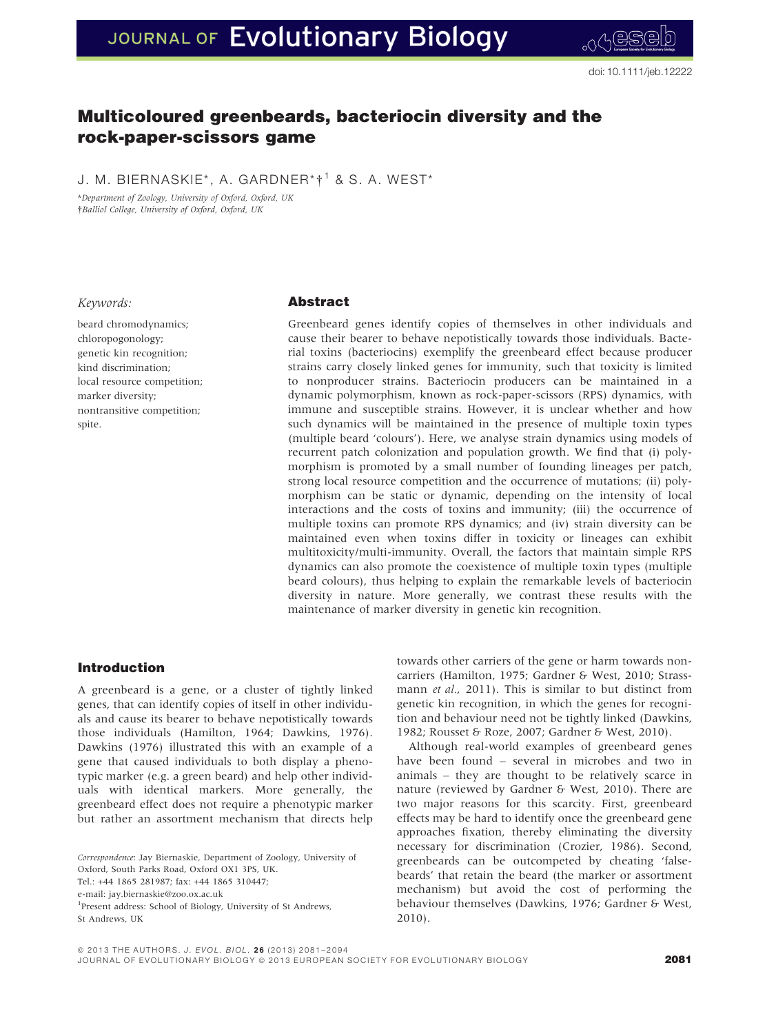doi: 10.1111/jeb.12222

# Multicoloured greenbeards, bacteriocin diversity and the rock-paper-scissors game

J. M. BIERNASKIE*, A. GARDNER*†[1] & S. A. WEST*

*Department of Zoology, University of Oxford, Oxford, UK
†Balliol College, University of Oxford, Oxford, UK

*Keywords:*

beard chromodynamics;
chloropogonology;
genetic kin recognition;
kind discrimination;
local resource competition;
marker diversity;
nontransitive competition;
spite.

## Abstract

Greenbeard genes identify copies of themselves in other individuals and cause their bearer to behave nepotistically towards those individuals. Bacterial toxins (bacteriocins) exemplify the greenbeard effect because producer strains carry closely linked genes for immunity, such that toxicity is limited to nonproducer strains. Bacteriocin producers can be maintained in a dynamic polymorphism, known as rock-paper-scissors (RPS) dynamics, with immune and susceptible strains. However, it is unclear whether and how such dynamics will be maintained in the presence of multiple toxin types (multiple beard 'colours'). Here, we analyse strain dynamics using models of recurrent patch colonization and population growth. We find that (i) polymorphism is promoted by a small number of founding lineages per patch, strong local resource competition and the occurrence of mutations; (ii) polymorphism can be static or dynamic, depending on the intensity of local interactions and the costs of toxins and immunity; (iii) the occurrence of multiple toxins can promote RPS dynamics; and (iv) strain diversity can be maintained even when toxins differ in toxicity or lineages can exhibit multitoxicity/multi-immunity. Overall, the factors that maintain simple RPS dynamics can also promote the coexistence of multiple toxin types (multiple beard colours), thus helping to explain the remarkable levels of bacteriocin diversity in nature. More generally, we contrast these results with the maintenance of marker diversity in genetic kin recognition.

## Introduction

A greenbeard is a gene, or a cluster of tightly linked genes, that can identify copies of itself in other individuals and cause its bearer to behave nepotistically towards those individuals (Hamilton, 1964; Dawkins, 1976). Dawkins (1976) illustrated this with an example of a gene that caused individuals to both display a phenotypic marker (e.g. a green beard) and help other individuals with identical markers. More generally, the greenbeard effect does not require a phenotypic marker but rather an assortment mechanism that directs help towards other carriers of the gene or harm towards noncarriers (Hamilton, 1975; Gardner & West, 2010; Strassmann *et al.*, 2011). This is similar to but distinct from genetic kin recognition, in which the genes for recognition and behaviour need not be tightly linked (Dawkins, 1982; Rousset & Roze, 2007; Gardner & West, 2010).

Although real-world examples of greenbeard genes have been found – several in microbes and two in animals – they are thought to be relatively scarce in nature (reviewed by Gardner & West, 2010). There are two major reasons for this scarcity. First, greenbeard effects may be hard to identify once the greenbeard gene approaches fixation, thereby eliminating the diversity necessary for discrimination (Crozier, 1986). Second, greenbeards can be outcompeted by cheating 'falsebeards' that retain the beard (the marker or assortment mechanism) but avoid the cost of performing the behaviour themselves (Dawkins, 1976; Gardner & West, 2010).

Correspondence: Jay Biernaskie, Department of Zoology, University of Oxford, South Parks Road, Oxford OX1 3PS, UK.
Tel.: +44 1865 281987; fax: +44 1865 310447;
e-mail: jay.biernaskie@zoo.ox.ac.uk

[1]Present address: School of Biology, University of St Andrews, St Andrews, UK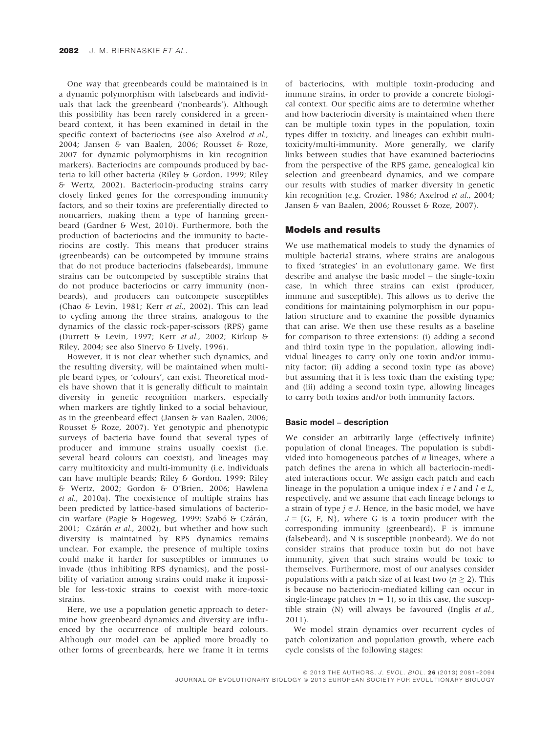One way that greenbeards could be maintained is in a dynamic polymorphism with falsebeards and individuals that lack the greenbeard ('nonbeards'). Although this possibility has been rarely considered in a greenbeard context, it has been examined in detail in the specific context of bacteriocins (see also Axelrod *et al.*, 2004; Jansen & van Baalen, 2006; Rousset & Roze, 2007 for dynamic polymorphisms in kin recognition markers). Bacteriocins are compounds produced by bacteria to kill other bacteria (Riley & Gordon, 1999; Riley & Wertz, 2002). Bacteriocin-producing strains carry closely linked genes for the corresponding immunity factors, and so their toxins are preferentially directed to noncarriers, making them a type of harming greenbeard (Gardner & West, 2010). Furthermore, both the production of bacteriocins and the immunity to bacteriocins are costly. This means that producer strains (greenbeards) can be outcompeted by immune strains that do not produce bacteriocins (falsebeards), immune strains can be outcompeted by susceptible strains that do not produce bacteriocins or carry immunity (nonbeards), and producers can outcompete susceptibles (Chao & Levin, 1981; Kerr *et al.*, 2002). This can lead to cycling among the three strains, analogous to the dynamics of the classic rock-paper-scissors (RPS) game (Durrett & Levin, 1997; Kerr *et al.*, 2002; Kirkup & Riley, 2004; see also Sinervo & Lively, 1996).

However, it is not clear whether such dynamics, and the resulting diversity, will be maintained when multiple beard types, or 'colours', can exist. Theoretical models have shown that it is generally difficult to maintain diversity in genetic recognition markers, especially when markers are tightly linked to a social behaviour, as in the greenbeard effect (Jansen & van Baalen, 2006; Rousset & Roze, 2007). Yet genotypic and phenotypic surveys of bacteria have found that several types of producer and immune strains usually coexist (i.e. several beard colours can coexist), and lineages may carry multitoxicity and multi-immunity (i.e. individuals can have multiple beards; Riley & Gordon, 1999; Riley & Wertz, 2002; Gordon & O'Brien, 2006; Hawlena *et al.*, 2010a). The coexistence of multiple strains has been predicted by lattice-based simulations of bacteriocin warfare (Pagie & Hogeweg, 1999; Szabó & Czárán, 2001; Czárán *et al.*, 2002), but whether and how such diversity is maintained by RPS dynamics remains unclear. For example, the presence of multiple toxins could make it harder for susceptibles or immunes to invade (thus inhibiting RPS dynamics), and the possibility of variation among strains could make it impossible for less-toxic strains to coexist with more-toxic strains.

Here, we use a population genetic approach to determine how greenbeard dynamics and diversity are influenced by the occurrence of multiple beard colours. Although our model can be applied more broadly to other forms of greenbeards, here we frame it in terms of bacteriocins, with multiple toxin-producing and immune strains, in order to provide a concrete biological context. Our specific aims are to determine whether and how bacteriocin diversity is maintained when there can be multiple toxin types in the population, toxin types differ in toxicity, and lineages can exhibit multitoxicity/multi-immunity. More generally, we clarify links between studies that have examined bacteriocins from the perspective of the RPS game, genealogical kin selection and greenbeard dynamics, and we compare our results with studies of marker diversity in genetic kin recognition (e.g. Crozier, 1986; Axelrod *et al.*, 2004; Jansen & van Baalen, 2006; Rousset & Roze, 2007).

## Models and results

We use mathematical models to study the dynamics of multiple bacterial strains, where strains are analogous to fixed 'strategies' in an evolutionary game. We first describe and analyse the basic model – the single-toxin case, in which three strains can exist (producer, immune and susceptible). This allows us to derive the conditions for maintaining polymorphism in our population structure and to examine the possible dynamics that can arise. We then use these results as a baseline for comparison to three extensions: (i) adding a second and third toxin type in the population, allowing individual lineages to carry only one toxin and/or immunity factor; (ii) adding a second toxin type (as above) but assuming that it is less toxic than the existing type; and (iii) adding a second toxin type, allowing lineages to carry both toxins and/or both immunity factors.

### Basic model – description

We consider an arbitrarily large (effectively infinite) population of clonal lineages. The population is subdivided into homogeneous patches of $n$ lineages, where a patch defines the arena in which all bacteriocin-mediated interactions occur. We assign each patch and each lineage in the population a unique index $i \in I$ and $l \in L$, respectively, and we assume that each lineage belongs to a strain of type $j \in J$. Hence, in the basic model, we have $J = \{G, F, N\}$, where G is a toxin producer with the corresponding immunity (greenbeard), F is immune (falsebeard), and N is susceptible (nonbeard). We do not consider strains that produce toxin but do not have immunity, given that such strains would be toxic to themselves. Furthermore, most of our analyses consider populations with a patch size of at least two ($n \geq 2$). This is because no bacteriocin-mediated killing can occur in single-lineage patches ($n = 1$), so in this case, the susceptible strain (N) will always be favoured (Inglis *et al.*, 2011).

We model strain dynamics over recurrent cycles of patch colonization and population growth, where each cycle consists of the following stages: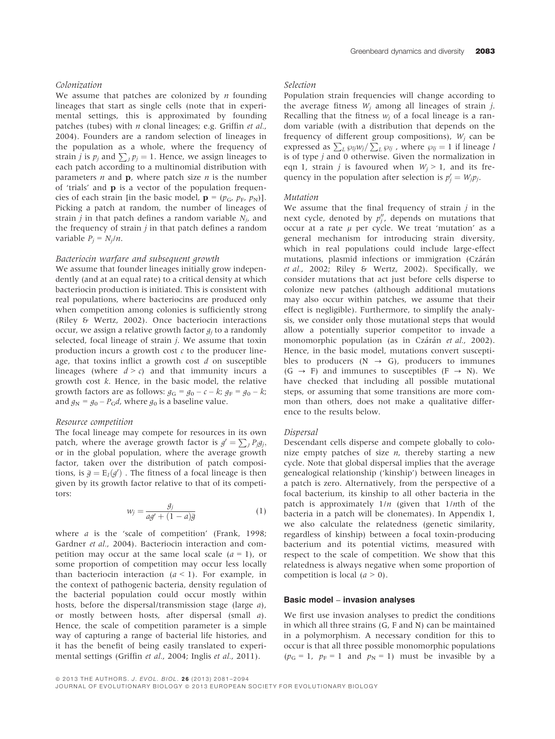### Colonization

We assume that patches are colonized by $n$ founding lineages that start as single cells (note that in experimental settings, this is approximated by founding patches (tubes) with $n$ clonal lineages; e.g. Griffin *et al.*, 2004). Founders are a random selection of lineages in the population as a whole, where the frequency of strain $j$ is $p_j$ and $\sum_J p_j = 1$. Hence, we assign lineages to each patch according to a multinomial distribution with parameters $n$ and $\mathbf{p}$, where patch size $n$ is the number of 'trials' and $\mathbf{p}$ is a vector of the population frequencies of each strain [in the basic model, $\mathbf{p} = (p_G, p_F, p_N)$]. Picking a patch at random, the number of lineages of strain $j$ in that patch defines a random variable $N_j$, and the frequency of strain $j$ in that patch defines a random variable $P_j = N_j/n$.

### Bacteriocin warfare and subsequent growth

We assume that founder lineages initially grow independently (and at an equal rate) to a critical density at which bacteriocin production is initiated. This is consistent with real populations, where bacteriocins are produced only when competition among colonies is sufficiently strong (Riley & Wertz, 2002). Once bacteriocin interactions occur, we assign a relative growth factor $g_j$ to a randomly selected, focal lineage of strain $j$. We assume that toxin production incurs a growth cost $c$ to the producer lineage, that toxins inflict a growth cost $d$ on susceptible lineages (where $d > c$) and that immunity incurs a growth cost $k$. Hence, in the basic model, the relative growth factors are as follows: $g_G = g_0 - c - k$; $g_F = g_0 - k$; and $g_N = g_0 - P_G d$, where $g_0$ is a baseline value.

### Resource competition

The focal lineage may compete for resources in its own patch, where the average growth factor is $g' = \sum_J P_j g_j$, or in the global population, where the average growth factor, taken over the distribution of patch compositions, is $\bar{g} = \mathrm{E}_I(g')$ . The fitness of a focal lineage is then given by its growth factor relative to that of its competitors:

$$w_j = \frac{g_j}{ag' + (1-a)\bar{g}} \tag{1}$$

where $a$ is the 'scale of competition' (Frank, 1998; Gardner *et al.*, 2004). Bacteriocin interaction and competition may occur at the same local scale ($a = 1$), or some proportion of competition may occur less locally than bacteriocin interaction ($a < 1$). For example, in the context of pathogenic bacteria, density regulation of the bacterial population could occur mostly within hosts, before the dispersal/transmission stage (large $a$), or mostly between hosts, after dispersal (small $a$). Hence, the scale of competition parameter is a simple way of capturing a range of bacterial life histories, and it has the benefit of being easily translated to experimental settings (Griffin *et al.*, 2004; Inglis *et al.*, 2011).

### Selection

Population strain frequencies will change according to the average fitness $W_j$ among all lineages of strain $j$. Recalling that the fitness $w_j$ of a focal lineage is a random variable (with a distribution that depends on the frequency of different group compositions), $W_j$ can be expressed as $\sum_L \wp_{lj} w_j / \sum_L \wp_{lj}$ , where $\wp_{lj} = 1$ if lineage $l$ is of type $j$ and 0 otherwise. Given the normalization in eqn 1, strain $j$ is favoured when $W_j > 1$, and its frequency in the population after selection is $p'_j = W_j p_j$.

### Mutation

We assume that the final frequency of strain $j$ in the next cycle, denoted by $p''_j$, depends on mutations that occur at a rate $\mu$ per cycle. We treat 'mutation' as a general mechanism for introducing strain diversity, which in real populations could include large-effect mutations, plasmid infections or immigration (Czárán *et al.*, 2002; Riley & Wertz, 2002). Specifically, we consider mutations that act just before cells disperse to colonize new patches (although additional mutations may also occur within patches, we assume that their effect is negligible). Furthermore, to simplify the analysis, we consider only those mutational steps that would allow a potentially superior competitor to invade a monomorphic population (as in Czárán *et al.*, 2002). Hence, in the basic model, mutations convert susceptibles to producers (N → G), producers to immunes (G → F) and immunes to susceptibles (F → N). We have checked that including all possible mutational steps, or assuming that some transitions are more common than others, does not make a qualitative difference to the results below.

### Dispersal

Descendant cells disperse and compete globally to colonize empty patches of size $n$, thereby starting a new cycle. Note that global dispersal implies that the average genealogical relationship ('kinship') between lineages in a patch is zero. Alternatively, from the perspective of a focal bacterium, its kinship to all other bacteria in the patch is approximately $1/n$ (given that $1/n$th of the bacteria in a patch will be clonemates). In Appendix 1, we also calculate the relatedness (genetic similarity, regardless of kinship) between a focal toxin-producing bacterium and its potential victims, measured with respect to the scale of competition. We show that this relatedness is always negative when some proportion of competition is local ($a > 0$).

## Basic model – invasion analyses

We first use invasion analyses to predict the conditions in which all three strains (G, F and N) can be maintained in a polymorphism. A necessary condition for this to occur is that all three possible monomorphic populations ($p_G = 1$, $p_F = 1$ and $p_N = 1$) must be invasible by a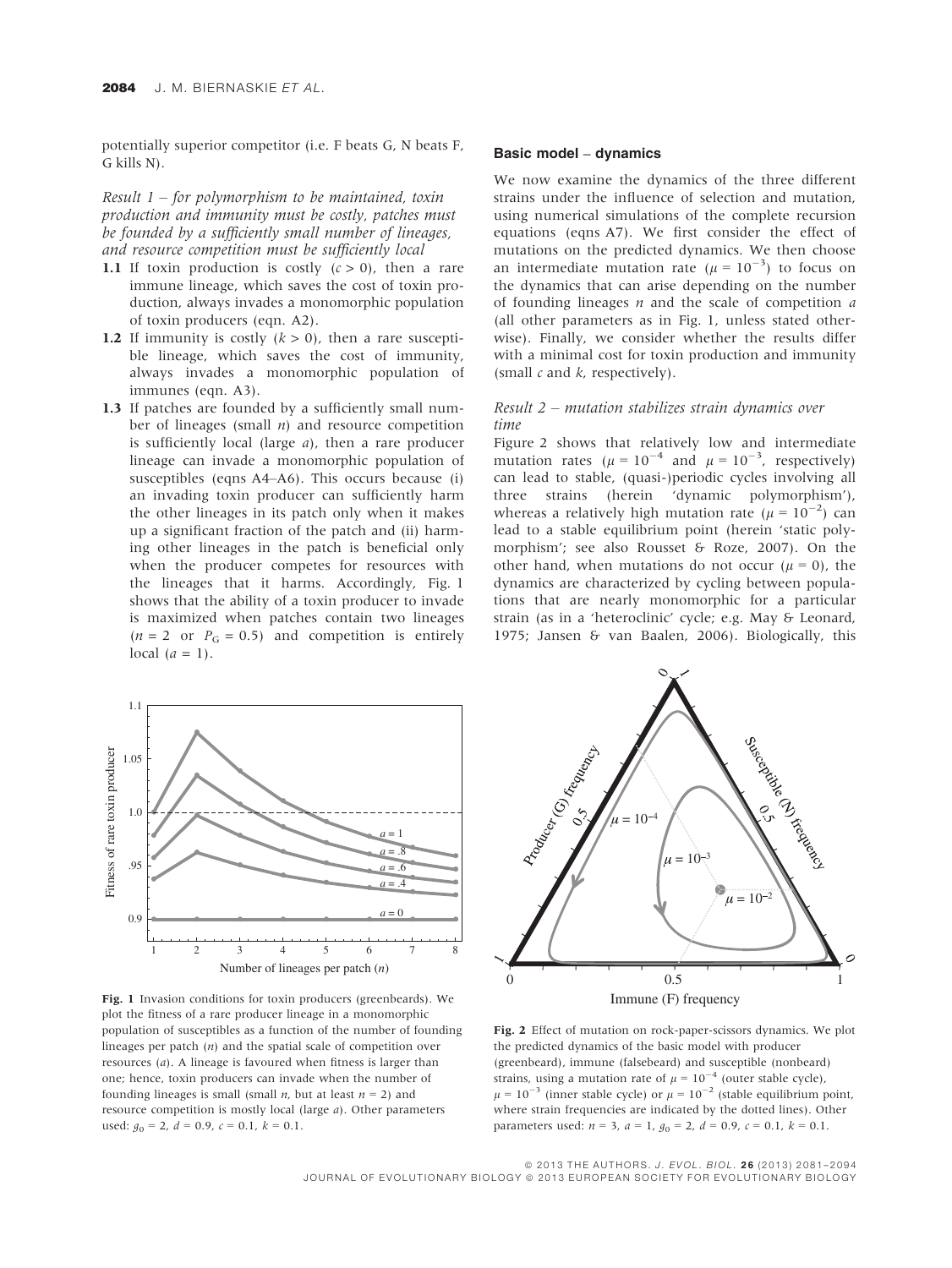potentially superior competitor (i.e. F beats G, N beats F, G kills N).

*Result 1 – for polymorphism to be maintained, toxin production and immunity must be costly, patches must be founded by a sufficiently small number of lineages, and resource competition must be sufficiently local*

**1.1** If toxin production is costly ($c > 0$), then a rare immune lineage, which saves the cost of toxin production, always invades a monomorphic population of toxin producers (eqn. A2).

**1.2** If immunity is costly ($k > 0$), then a rare susceptible lineage, which saves the cost of immunity, always invades a monomorphic population of immunes (eqn. A3).

**1.3** If patches are founded by a sufficiently small number of lineages (small $n$) and resource competition is sufficiently local (large $a$), then a rare producer lineage can invade a monomorphic population of susceptibles (eqns A4–A6). This occurs because (i) an invading toxin producer can sufficiently harm the other lineages in its patch only when it makes up a significant fraction of the patch and (ii) harming other lineages in the patch is beneficial only when the producer competes for resources with the lineages that it harms. Accordingly, Fig. 1 shows that the ability of a toxin producer to invade is maximized when patches contain two lineages ($n = 2$ or $P_G = 0.5$) and competition is entirely local ($a = 1$).

**Fig. 1** Invasion conditions for toxin producers (greenbeards). We plot the fitness of a rare producer lineage in a monomorphic population of susceptibles as a function of the number of founding lineages per patch ($n$) and the spatial scale of competition over resources ($a$). A lineage is favoured when fitness is larger than one; hence, toxin producers can invade when the number of founding lineages is small (small $n$, but at least $n = 2$) and resource competition is mostly local (large $a$). Other parameters used: $g_0 = 2$, $d = 0.9$, $c = 0.1$, $k = 0.1$.

## Basic model – dynamics

We now examine the dynamics of the three different strains under the influence of selection and mutation, using numerical simulations of the complete recursion equations (eqns A7). We first consider the effect of mutations on the predicted dynamics. We then choose an intermediate mutation rate ($\mu = 10^{-3}$) to focus on the dynamics that can arise depending on the number of founding lineages $n$ and the scale of competition $a$ (all other parameters as in Fig. 1, unless stated otherwise). Finally, we consider whether the results differ with a minimal cost for toxin production and immunity (small $c$ and $k$, respectively).

*Result 2 – mutation stabilizes strain dynamics over time*

Figure 2 shows that relatively low and intermediate mutation rates ($\mu = 10^{-4}$ and $\mu = 10^{-3}$, respectively) can lead to stable, (quasi-)periodic cycles involving all three strains (herein 'dynamic polymorphism'), whereas a relatively high mutation rate ($\mu = 10^{-2}$) can lead to a stable equilibrium point (herein 'static polymorphism'; see also Rousset & Roze, 2007). On the other hand, when mutations do not occur ($\mu = 0$), the dynamics are characterized by cycling between populations that are nearly monomorphic for a particular strain (as in a 'heteroclinic' cycle; e.g. May & Leonard, 1975; Jansen & van Baalen, 2006). Biologically, this

**Fig. 2** Effect of mutation on rock-paper-scissors dynamics. We plot the predicted dynamics of the basic model with producer (greenbeard), immune (falsebeard) and susceptible (nonbeard) strains, using a mutation rate of $\mu = 10^{-4}$ (outer stable cycle), $\mu = 10^{-3}$ (inner stable cycle) or $\mu = 10^{-2}$ (stable equilibrium point, where strain frequencies are indicated by the dotted lines). Other parameters used: $n = 3$, $a = 1$, $g_0 = 2$, $d = 0.9$, $c = 0.1$, $k = 0.1$.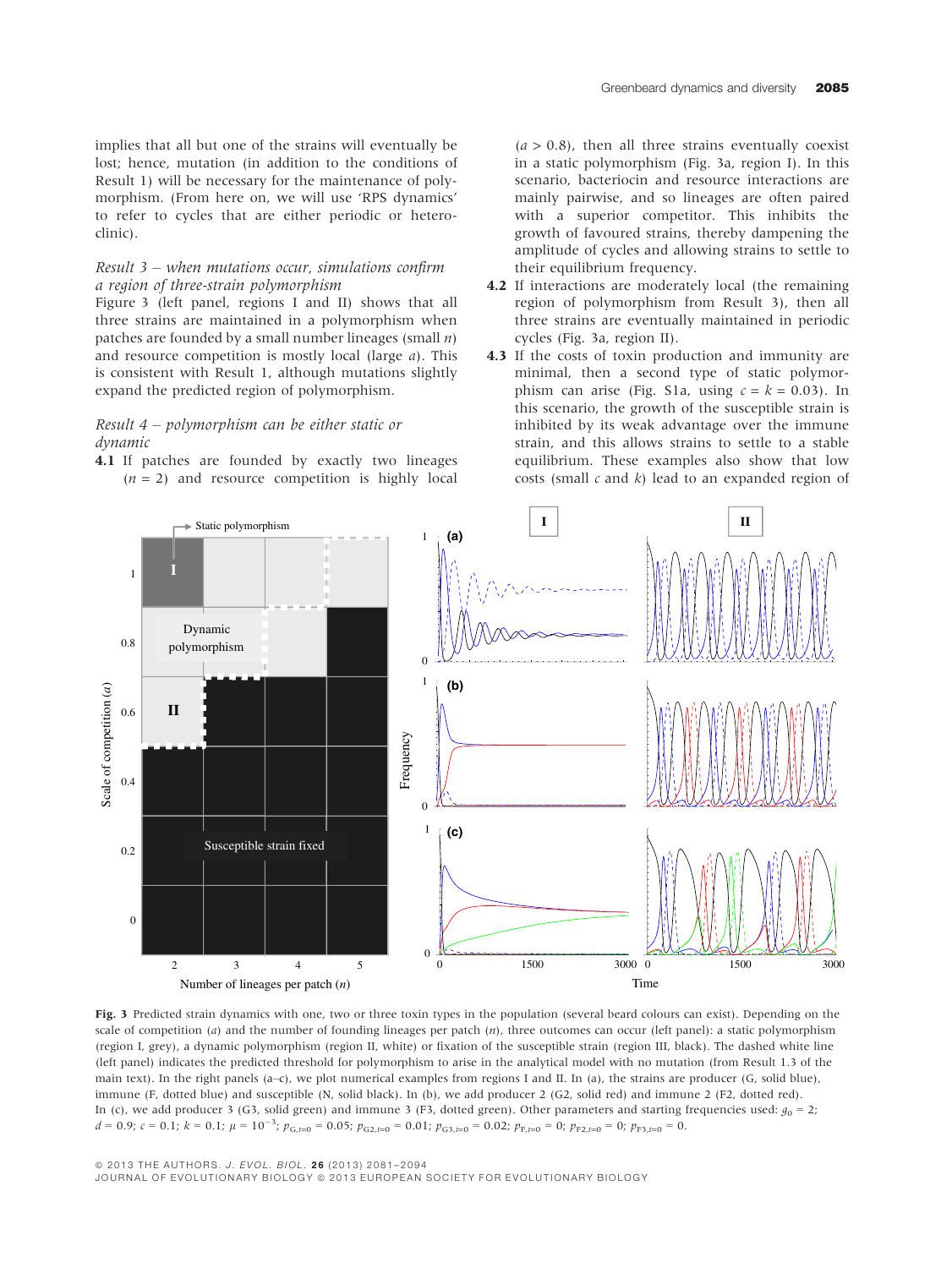implies that all but one of the strains will eventually be lost; hence, mutation (in addition to the conditions of Result 1) will be necessary for the maintenance of polymorphism. (From here on, we will use 'RPS dynamics' to refer to cycles that are either periodic or heteroclinic).

*Result 3 – when mutations occur, simulations confirm a region of three-strain polymorphism*

Figure 3 (left panel, regions I and II) shows that all three strains are maintained in a polymorphism when patches are founded by a small number lineages (small $n$) and resource competition is mostly local (large $a$). This is consistent with Result 1, although mutations slightly expand the predicted region of polymorphism.

*Result 4 – polymorphism can be either static or dynamic*

**4.1** If patches are founded by exactly two lineages ($n = 2$) and resource competition is highly local ($a > 0.8$), then all three strains eventually coexist in a static polymorphism (Fig. 3a, region I). In this scenario, bacteriocin and resource interactions are mainly pairwise, and so lineages are often paired with a superior competitor. This inhibits the growth of favoured strains, thereby dampening the amplitude of cycles and allowing strains to settle to their equilibrium frequency.

**4.2** If interactions are moderately local (the remaining region of polymorphism from Result 3), then all three strains are eventually maintained in periodic cycles (Fig. 3a, region II).

**4.3** If the costs of toxin production and immunity are minimal, then a second type of static polymorphism can arise (Fig. S1a, using $c = k = 0.03$). In this scenario, the growth of the susceptible strain is inhibited by its weak advantage over the immune strain, and this allows strains to settle to a stable equilibrium. These examples also show that low costs (small $c$ and $k$) lead to an expanded region of

Static polymorphism
I
Dynamic polymorphism
II
Susceptible strain fixed
Scale of competition ($a$)
1
0.8
0.6
0.4
0.2
0
2 3 4 5
Number of lineages per patch ($n$)
I II
(a) (b) (c)
Frequency
1 0
0 1500 3000 0 1500 3000
Time

**Fig. 3** Predicted strain dynamics with one, two or three toxin types in the population (several beard colours can exist). Depending on the scale of competition ($a$) and the number of founding lineages per patch ($n$), three outcomes can occur (left panel): a static polymorphism (region I, grey), a dynamic polymorphism (region II, white) or fixation of the susceptible strain (region III, black). The dashed white line (left panel) indicates the predicted threshold for polymorphism to arise in the analytical model with no mutation (from Result 1.3 of the main text). In the right panels (a–c), we plot numerical examples from regions I and II. In (a), the strains are producer (G, solid blue), immune (F, dotted blue) and susceptible (N, solid black). In (b), we add producer 2 (G2, solid red) and immune 2 (F2, dotted red). In (c), we add producer 3 (G3, solid green) and immune 3 (F3, dotted green). Other parameters and starting frequencies used: $g_0 = 2$; $d = 0.9$; $c = 0.1$; $k = 0.1$; $\mu = 10^{-3}$; $p_{G,t=0} = 0.05$; $p_{G2,t=0} = 0.01$; $p_{G3,t=0} = 0.02$; $p_{F,t=0} = 0$; $p_{F2,t=0} = 0$; $p_{F3,t=0} = 0$.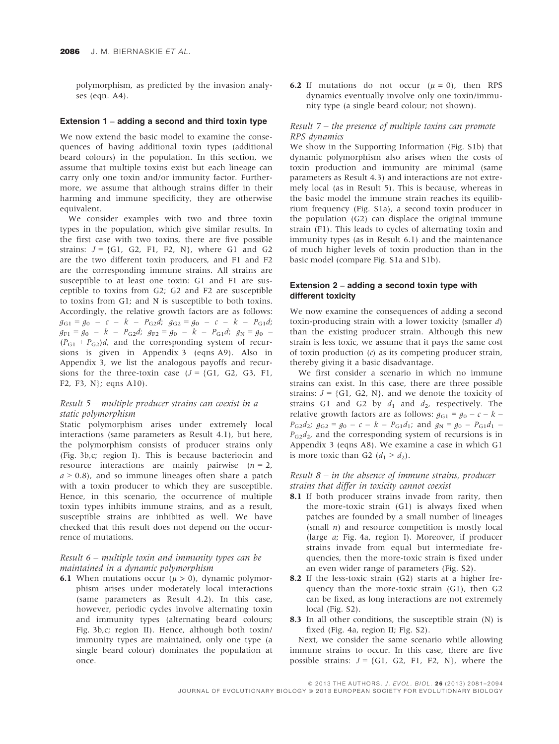polymorphism, as predicted by the invasion analyses (eqn. A4).

### Extension 1 – adding a second and third toxin type

We now extend the basic model to examine the consequences of having additional toxin types (additional beard colours) in the population. In this section, we assume that multiple toxins exist but each lineage can carry only one toxin and/or immunity factor. Furthermore, we assume that although strains differ in their harming and immune specificity, they are otherwise equivalent.

We consider examples with two and three toxin types in the population, which give similar results. In the first case with two toxins, there are five possible strains: $J = \{G1, G2, F1, F2, N\}$, where G1 and G2 are the two different toxin producers, and F1 and F2 are the corresponding immune strains. All strains are susceptible to at least one toxin: G1 and F1 are susceptible to toxins from G2; G2 and F2 are susceptible to toxins from G1; and N is susceptible to both toxins. Accordingly, the relative growth factors are as follows: $g_{G1} = g_0 - c - k - P_{G2}d$; $g_{G2} = g_0 - c - k - P_{G1}d$; $g_{F1} = g_0 - k - P_{G2}d$; $g_{F2} = g_0 - k - P_{G1}d$; $g_N = g_0 - (P_{G1} + P_{G2})d$, and the corresponding system of recursions is given in Appendix 3 (eqns A9). Also in Appendix 3, we list the analogous payoffs and recursions for the three-toxin case ($J = \{G1, G2, G3, F1, F2, F3, N\}$; eqns A10).

#### *Result 5 – multiple producer strains can coexist in a static polymorphism*

Static polymorphism arises under extremely local interactions (same parameters as Result 4.1), but here, the polymorphism consists of producer strains only (Fig. 3b,c; region I). This is because bacteriocin and resource interactions are mainly pairwise ($n = 2$, $a > 0.8$), and so immune lineages often share a patch with a toxin producer to which they are susceptible. Hence, in this scenario, the occurrence of multiple toxin types inhibits immune strains, and as a result, susceptible strains are inhibited as well. We have checked that this result does not depend on the occurrence of mutations.

#### *Result 6 – multiple toxin and immunity types can be maintained in a dynamic polymorphism*

**6.1** When mutations occur ($\mu > 0$), dynamic polymorphism arises under moderately local interactions (same parameters as Result 4.2). In this case, however, periodic cycles involve alternating toxin and immunity types (alternating beard colours; Fig. 3b,c; region II). Hence, although both toxin/immunity types are maintained, only one type (a single beard colour) dominates the population at once.

**6.2** If mutations do not occur ($\mu = 0$), then RPS dynamics eventually involve only one toxin/immunity type (a single beard colour; not shown).

#### *Result 7 – the presence of multiple toxins can promote RPS dynamics*

We show in the Supporting Information (Fig. S1b) that dynamic polymorphism also arises when the costs of toxin production and immunity are minimal (same parameters as Result 4.3) and interactions are not extremely local (as in Result 5). This is because, whereas in the basic model the immune strain reaches its equilibrium frequency (Fig. S1a), a second toxin producer in the population (G2) can displace the original immune strain (F1). This leads to cycles of alternating toxin and immunity types (as in Result 6.1) and the maintenance of much higher levels of toxin production than in the basic model (compare Fig. S1a and S1b).

### Extension 2 – adding a second toxin type with different toxicity

We now examine the consequences of adding a second toxin-producing strain with a lower toxicity (smaller $d$) than the existing producer strain. Although this new strain is less toxic, we assume that it pays the same cost of toxin production ($c$) as its competing producer strain, thereby giving it a basic disadvantage.

We first consider a scenario in which no immune strains can exist. In this case, there are three possible strains: $J = \{G1, G2, N\}$, and we denote the toxicity of strains G1 and G2 by $d_1$ and $d_2$, respectively. The relative growth factors are as follows: $g_{G1} = g_0 - c - k - P_{G2}d_2$; $g_{G2} = g_0 - c - k - P_{G1}d_1$; and $g_N = g_0 - P_{G1}d_1 - P_{G2}d_2$, and the corresponding system of recursions is in Appendix 3 (eqns A8). We examine a case in which G1 is more toxic than G2 ($d_1 > d_2$).

#### *Result 8 – in the absence of immune strains, producer strains that differ in toxicity cannot coexist*

**8.1** If both producer strains invade from rarity, then the more-toxic strain (G1) is always fixed when patches are founded by a small number of lineages (small $n$) and resource competition is mostly local (large $a$; Fig. 4a, region I). Moreover, if producer strains invade from equal but intermediate frequencies, then the more-toxic strain is fixed under an even wider range of parameters (Fig. S2).

**8.2** If the less-toxic strain (G2) starts at a higher frequency than the more-toxic strain (G1), then G2 can be fixed, as long interactions are not extremely local (Fig. S2).

**8.3** In all other conditions, the susceptible strain (N) is fixed (Fig. 4a, region II; Fig. S2).

Next, we consider the same scenario while allowing immune strains to occur. In this case, there are five possible strains: $J = \{G1, G2, F1, F2, N\}$, where the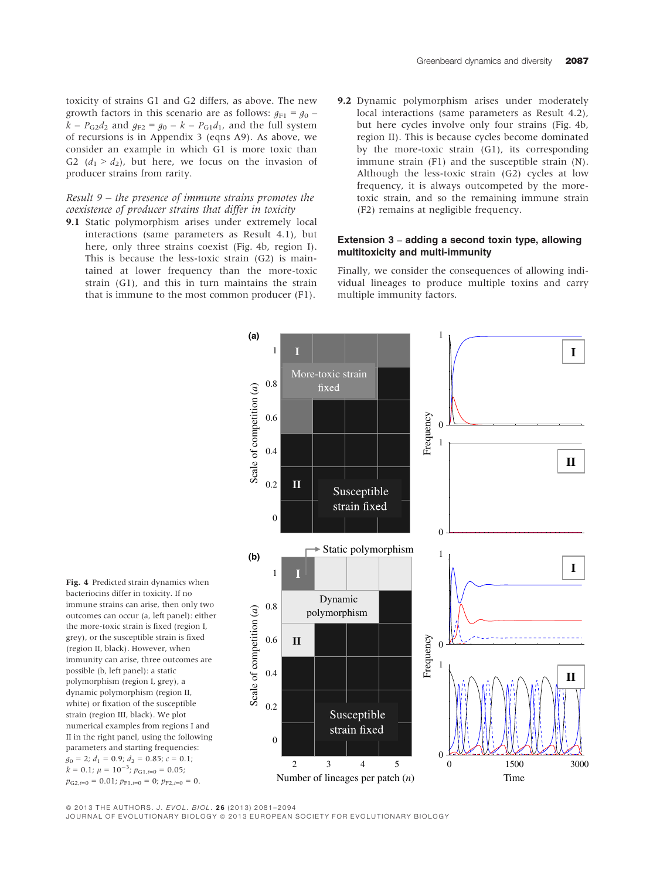toxicity of strains G1 and G2 differs, as above. The new growth factors in this scenario are as follows: $g_{F1} = g_0 - k - P_{G2}d_2$ and $g_{F2} = g_0 - k - P_{G1}d_1$, and the full system of recursions is in Appendix 3 (eqns A9). As above, we consider an example in which G1 is more toxic than G2 ($d_1 > d_2$), but here, we focus on the invasion of producer strains from rarity.

*Result 9 – the presence of immune strains promotes the coexistence of producer strains that differ in toxicity*

**9.1** Static polymorphism arises under extremely local interactions (same parameters as Result 4.1), but here, only three strains coexist (Fig. 4b, region I). This is because the less-toxic strain (G2) is maintained at lower frequency than the more-toxic strain (G1), and this in turn maintains the strain that is immune to the most common producer (F1).

**9.2** Dynamic polymorphism arises under moderately local interactions (same parameters as Result 4.2), but here cycles involve only four strains (Fig. 4b, region II). This is because cycles become dominated by the more-toxic strain (G1), its corresponding immune strain (F1) and the susceptible strain (N). Although the less-toxic strain (G2) cycles at low frequency, it is always outcompeted by the more-toxic strain, and so the remaining immune strain (F2) remains at negligible frequency.

### Extension 3 – adding a second toxin type, allowing multitoxicity and multi-immunity

Finally, we consider the consequences of allowing individual lineages to produce multiple toxins and carry multiple immunity factors.

(a)
I
More-toxic strain fixed
II
Susceptible strain fixed
Scale of competition (a)
1
0.8
0.6
0.4
0.2
0
Frequency
1
0
1
0
I
II

(b)
Static polymorphism
I
Dynamic polymorphism
II
Susceptible strain fixed
Scale of competition (a)
1
0.8
0.6
0.4
0.2
0
2 3 4 5
Number of lineages per patch (n)
Frequency
1
0
1
0
I
II
0 1500 3000
Time

**Fig. 4** Predicted strain dynamics when bacteriocins differ in toxicity. If no immune strains can arise, then only two outcomes can occur (a, left panel): either the more-toxic strain is fixed (region I, grey), or the susceptible strain is fixed (region II, black). However, when immunity can arise, three outcomes are possible (b, left panel): a static polymorphism (region I, grey), a dynamic polymorphism (region II, white) or fixation of the susceptible strain (region III, black). We plot numerical examples from regions I and II in the right panel, using the following parameters and starting frequencies: $g_0 = 2$; $d_1 = 0.9$; $d_2 = 0.85$; $c = 0.1$; $k = 0.1$; $\mu = 10^{-3}$; $p_{G1,t=0} = 0.05$; $p_{G2,t=0} = 0.01$; $p_{F1,t=0} = 0$; $p_{F2,t=0} = 0$.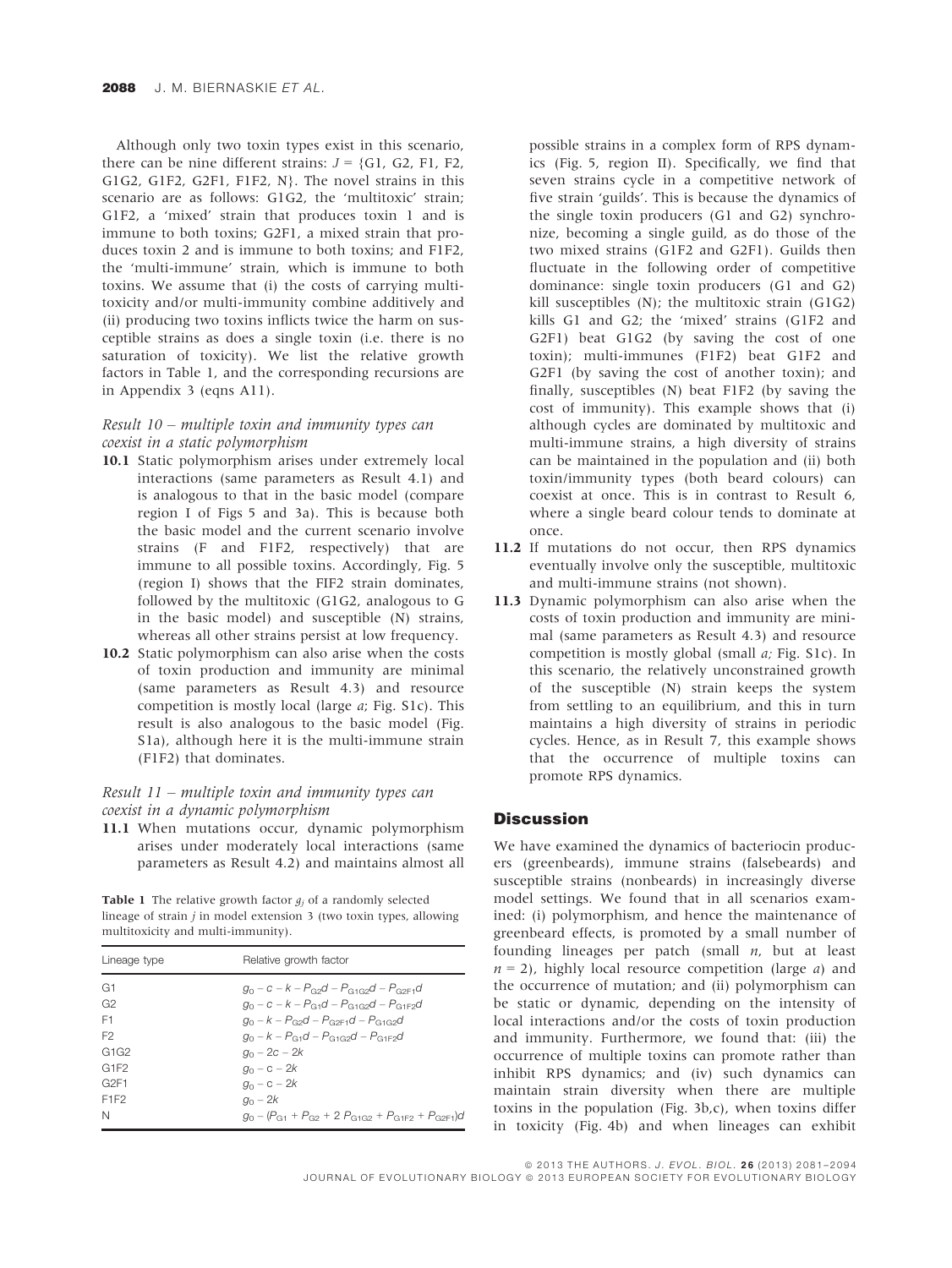Although only two toxin types exist in this scenario, there can be nine different strains: $J$ = {G1, G2, F1, F2, G1G2, G1F2, G2F1, F1F2, N}. The novel strains in this scenario are as follows: G1G2, the 'multitoxic' strain; G1F2, a 'mixed' strain that produces toxin 1 and is immune to both toxins; G2F1, a mixed strain that produces toxin 2 and is immune to both toxins; and F1F2, the 'multi-immune' strain, which is immune to both toxins. We assume that (i) the costs of carrying multi-toxicity and/or multi-immunity combine additively and (ii) producing two toxins inflicts twice the harm on susceptible strains as does a single toxin (i.e. there is no saturation of toxicity). We list the relative growth factors in Table 1, and the corresponding recursions are in Appendix 3 (eqns A11).

### *Result 10 – multiple toxin and immunity types can coexist in a static polymorphism*

**10.1** Static polymorphism arises under extremely local interactions (same parameters as Result 4.1) and is analogous to that in the basic model (compare region I of Figs 5 and 3a). This is because both the basic model and the current scenario involve strains (F and F1F2, respectively) that are immune to all possible toxins. Accordingly, Fig. 5 (region I) shows that the FIF2 strain dominates, followed by the multitoxic (G1G2, analogous to G in the basic model) and susceptible (N) strains, whereas all other strains persist at low frequency.

**10.2** Static polymorphism can also arise when the costs of toxin production and immunity are minimal (same parameters as Result 4.3) and resource competition is mostly local (large $a$; Fig. S1c). This result is also analogous to the basic model (Fig. S1a), although here it is the multi-immune strain (F1F2) that dominates.

### *Result 11 – multiple toxin and immunity types can coexist in a dynamic polymorphism*

**11.1** When mutations occur, dynamic polymorphism arises under moderately local interactions (same parameters as Result 4.2) and maintains almost all possible strains in a complex form of RPS dynamics (Fig. 5, region II). Specifically, we find that seven strains cycle in a competitive network of five strain 'guilds'. This is because the dynamics of the single toxin producers (G1 and G2) synchronize, becoming a single guild, as do those of the two mixed strains (G1F2 and G2F1). Guilds then fluctuate in the following order of competitive dominance: single toxin producers (G1 and G2) kill susceptibles (N); the multitoxic strain (G1G2) kills G1 and G2; the 'mixed' strains (G1F2 and G2F1) beat G1G2 (by saving the cost of one toxin); multi-immunes (F1F2) beat G1F2 and G2F1 (by saving the cost of another toxin); and finally, susceptibles (N) beat F1F2 (by saving the cost of immunity). This example shows that (i) although cycles are dominated by multitoxic and multi-immune strains, a high diversity of strains can be maintained in the population and (ii) both toxin/immunity types (both beard colours) can coexist at once. This is in contrast to Result 6, where a single beard colour tends to dominate at once.

**11.2** If mutations do not occur, then RPS dynamics eventually involve only the susceptible, multitoxic and multi-immune strains (not shown).

**11.3** Dynamic polymorphism can also arise when the costs of toxin production and immunity are minimal (same parameters as Result 4.3) and resource competition is mostly global (small $a$; Fig. S1c). In this scenario, the relatively unconstrained growth of the susceptible (N) strain keeps the system from settling to an equilibrium, and this in turn maintains a high diversity of strains in periodic cycles. Hence, as in Result 7, this example shows that the occurrence of multiple toxins can promote RPS dynamics.

**Table 1** The relative growth factor $g_j$ of a randomly selected lineage of strain $j$ in model extension 3 (two toxin types, allowing multitoxicity and multi-immunity).

| Lineage type | Relative growth factor |
|---|---|
| G1 | $g_0 - c - k - P_{G2}d - P_{G1G2}d - P_{G2F1}d$ |
| G2 | $g_0 - c - k - P_{G1}d - P_{G1G2}d - P_{G1F2}d$ |
| F1 | $g_0 - k - P_{G2}d - P_{G2F1}d - P_{G1G2}d$ |
| F2 | $g_0 - k - P_{G1}d - P_{G1G2}d - P_{G1F2}d$ |
| G1G2 | $g_0 - 2c - 2k$ |
| G1F2 | $g_0 - c - 2k$ |
| G2F1 | $g_0 - c - 2k$ |
| F1F2 | $g_0 - 2k$ |
| N | $g_0 - (P_{G1} + P_{G2} + 2\,P_{G1G2} + P_{G1F2} + P_{G2F1})d$ |

## Discussion

We have examined the dynamics of bacteriocin producers (greenbeards), immune strains (falsebeards) and susceptible strains (nonbeards) in increasingly diverse model settings. We found that in all scenarios examined: (i) polymorphism, and hence the maintenance of greenbeard effects, is promoted by a small number of founding lineages per patch (small $n$, but at least $n = 2$), highly local resource competition (large $a$) and the occurrence of mutation; and (ii) polymorphism can be static or dynamic, depending on the intensity of local interactions and/or the costs of toxin production and immunity. Furthermore, we found that: (iii) the occurrence of multiple toxins can promote rather than inhibit RPS dynamics; and (iv) such dynamics can maintain strain diversity when there are multiple toxins in the population (Fig. 3b,c), when toxins differ in toxicity (Fig. 4b) and when lineages can exhibit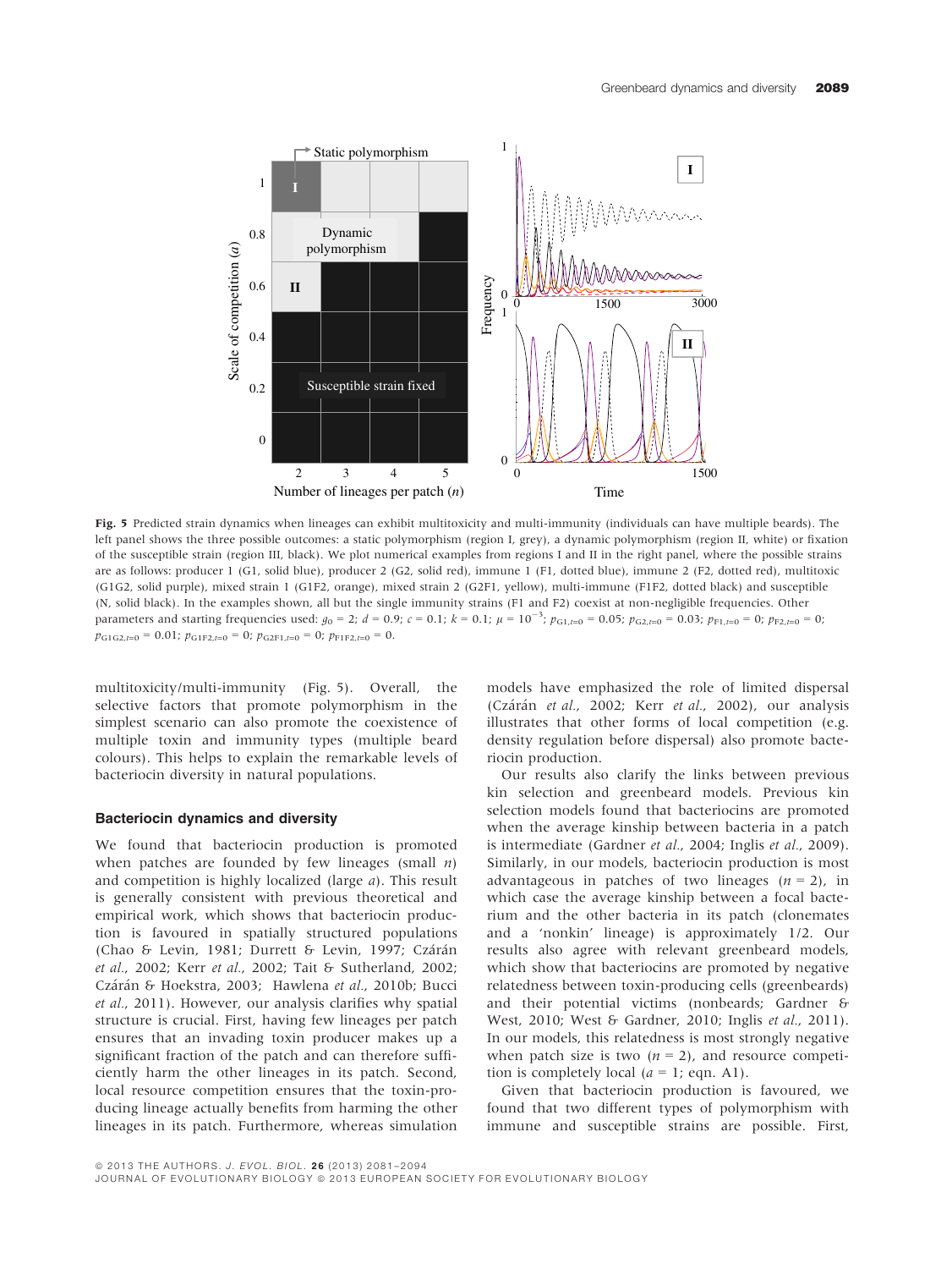Fig. 5 Predicted strain dynamics when lineages can exhibit multitoxicity and multi-immunity (individuals can have multiple beards). The left panel shows the three possible outcomes: a static polymorphism (region I, grey), a dynamic polymorphism (region II, white) or fixation of the susceptible strain (region III, black). We plot numerical examples from regions I and II in the right panel, where the possible strains are as follows: producer 1 (G1, solid blue), producer 2 (G2, solid red), immune 1 (F1, dotted blue), immune 2 (F2, dotted red), multitoxic (G1G2, solid purple), mixed strain 1 (G1F2, orange), mixed strain 2 (G2F1, yellow), multi-immune (F1F2, dotted black) and susceptible (N, solid black). In the examples shown, all but the single immunity strains (F1 and F2) coexist at non-negligible frequencies. Other parameters and starting frequencies used: $g_0 = 2$; $d = 0.9$; $c = 0.1$; $k = 0.1$; $\mu = 10^{-3}$; $p_{G1,t=0} = 0.05$; $p_{G2,t=0} = 0.03$; $p_{F1,t=0} = 0$; $p_{F2,t=0} = 0$; $p_{G1G2,t=0} = 0.01$; $p_{G1F2,t=0} = 0$; $p_{G2F1,t=0} = 0$; $p_{F1F2,t=0} = 0$.

multitoxicity/multi-immunity (Fig. 5). Overall, the selective factors that promote polymorphism in the simplest scenario can also promote the coexistence of multiple toxin and immunity types (multiple beard colours). This helps to explain the remarkable levels of bacteriocin diversity in natural populations.

### Bacteriocin dynamics and diversity

We found that bacteriocin production is promoted when patches are founded by few lineages (small $n$) and competition is highly localized (large $a$). This result is generally consistent with previous theoretical and empirical work, which shows that bacteriocin production is favoured in spatially structured populations (Chao & Levin, 1981; Durrett & Levin, 1997; Czárán *et al.*, 2002; Kerr *et al.*, 2002; Tait & Sutherland, 2002; Czárán & Hoekstra, 2003; Hawlena *et al.*, 2010b; Bucci *et al.*, 2011). However, our analysis clarifies why spatial structure is crucial. First, having few lineages per patch ensures that an invading toxin producer makes up a significant fraction of the patch and can therefore sufficiently harm the other lineages in its patch. Second, local resource competition ensures that the toxin-producing lineage actually benefits from harming the other lineages in its patch. Furthermore, whereas simulation models have emphasized the role of limited dispersal (Czárán *et al.*, 2002; Kerr *et al.*, 2002), our analysis illustrates that other forms of local competition (e.g. density regulation before dispersal) also promote bacteriocin production.

Our results also clarify the links between previous kin selection and greenbeard models. Previous kin selection models found that bacteriocins are promoted when the average kinship between bacteria in a patch is intermediate (Gardner *et al.*, 2004; Inglis *et al.*, 2009). Similarly, in our models, bacteriocin production is most advantageous in patches of two lineages ($n = 2$), in which case the average kinship between a focal bacterium and the other bacteria in its patch (clonemates and a 'nonkin' lineage) is approximately 1/2. Our results also agree with relevant greenbeard models, which show that bacteriocins are promoted by negative relatedness between toxin-producing cells (greenbeards) and their potential victims (nonbeards; Gardner & West, 2010; West & Gardner, 2010; Inglis *et al.*, 2011). In our models, this relatedness is most strongly negative when patch size is two ($n = 2$), and resource competition is completely local ($a = 1$; eqn. A1).

Given that bacteriocin production is favoured, we found that two different types of polymorphism with immune and susceptible strains are possible. First,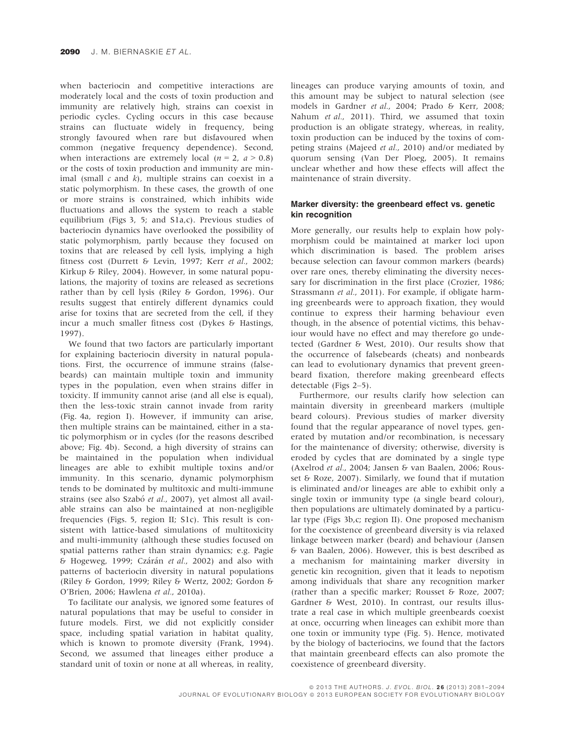when bacteriocin and competitive interactions are moderately local and the costs of toxin production and immunity are relatively high, strains can coexist in periodic cycles. Cycling occurs in this case because strains can fluctuate widely in frequency, being strongly favoured when rare but disfavoured when common (negative frequency dependence). Second, when interactions are extremely local ($n = 2$, $a > 0.8$) or the costs of toxin production and immunity are minimal (small $c$ and $k$), multiple strains can coexist in a static polymorphism. In these cases, the growth of one or more strains is constrained, which inhibits wide fluctuations and allows the system to reach a stable equilibrium (Figs 3, 5; and S1a,c). Previous studies of bacteriocin dynamics have overlooked the possibility of static polymorphism, partly because they focused on toxins that are released by cell lysis, implying a high fitness cost (Durrett & Levin, 1997; Kerr *et al.*, 2002; Kirkup & Riley, 2004). However, in some natural populations, the majority of toxins are released as secretions rather than by cell lysis (Riley & Gordon, 1996). Our results suggest that entirely different dynamics could arise for toxins that are secreted from the cell, if they incur a much smaller fitness cost (Dykes & Hastings, 1997).

We found that two factors are particularly important for explaining bacteriocin diversity in natural populations. First, the occurrence of immune strains (falsebeards) can maintain multiple toxin and immunity types in the population, even when strains differ in toxicity. If immunity cannot arise (and all else is equal), then the less-toxic strain cannot invade from rarity (Fig. 4a, region I). However, if immunity can arise, then multiple strains can be maintained, either in a static polymorphism or in cycles (for the reasons described above; Fig. 4b). Second, a high diversity of strains can be maintained in the population when individual lineages are able to exhibit multiple toxins and/or immunity. In this scenario, dynamic polymorphism tends to be dominated by multitoxic and multi-immune strains (see also Szabó *et al.*, 2007), yet almost all available strains can also be maintained at non-negligible frequencies (Figs. 5, region II; S1c). This result is consistent with lattice-based simulations of multitoxicity and multi-immunity (although these studies focused on spatial patterns rather than strain dynamics; e.g. Pagie & Hogeweg, 1999; Czárán *et al.*, 2002) and also with patterns of bacteriocin diversity in natural populations (Riley & Gordon, 1999; Riley & Wertz, 2002; Gordon & O'Brien, 2006; Hawlena *et al.*, 2010a).

To facilitate our analysis, we ignored some features of natural populations that may be useful to consider in future models. First, we did not explicitly consider space, including spatial variation in habitat quality, which is known to promote diversity (Frank, 1994). Second, we assumed that lineages either produce a standard unit of toxin or none at all whereas, in reality, lineages can produce varying amounts of toxin, and this amount may be subject to natural selection (see models in Gardner *et al.*, 2004; Prado & Kerr, 2008; Nahum *et al.*, 2011). Third, we assumed that toxin production is an obligate strategy, whereas, in reality, toxin production can be induced by the toxins of competing strains (Majeed *et al.*, 2010) and/or mediated by quorum sensing (Van Der Ploeg, 2005). It remains unclear whether and how these effects will affect the maintenance of strain diversity.

### Marker diversity: the greenbeard effect vs. genetic kin recognition

More generally, our results help to explain how polymorphism could be maintained at marker loci upon which discrimination is based. The problem arises because selection can favour common markers (beards) over rare ones, thereby eliminating the diversity necessary for discrimination in the first place (Crozier, 1986; Strassmann *et al.*, 2011). For example, if obligate harming greenbeards were to approach fixation, they would continue to express their harming behaviour even though, in the absence of potential victims, this behaviour would have no effect and may therefore go undetected (Gardner & West, 2010). Our results show that the occurrence of falsebeards (cheats) and nonbeards can lead to evolutionary dynamics that prevent greenbeard fixation, therefore making greenbeard effects detectable (Figs 2–5).

Furthermore, our results clarify how selection can maintain diversity in greenbeard markers (multiple beard colours). Previous studies of marker diversity found that the regular appearance of novel types, generated by mutation and/or recombination, is necessary for the maintenance of diversity; otherwise, diversity is eroded by cycles that are dominated by a single type (Axelrod *et al.*, 2004; Jansen & van Baalen, 2006; Rousset & Roze, 2007). Similarly, we found that if mutation is eliminated and/or lineages are able to exhibit only a single toxin or immunity type (a single beard colour), then populations are ultimately dominated by a particular type (Figs 3b,c; region II). One proposed mechanism for the coexistence of greenbeard diversity is via relaxed linkage between marker (beard) and behaviour (Jansen & van Baalen, 2006). However, this is best described as a mechanism for maintaining marker diversity in genetic kin recognition, given that it leads to nepotism among individuals that share any recognition marker (rather than a specific marker; Rousset & Roze, 2007; Gardner & West, 2010). In contrast, our results illustrate a real case in which multiple greenbeards coexist at once, occurring when lineages can exhibit more than one toxin or immunity type (Fig. 5). Hence, motivated by the biology of bacteriocins, we found that the factors that maintain greenbeard effects can also promote the coexistence of greenbeard diversity.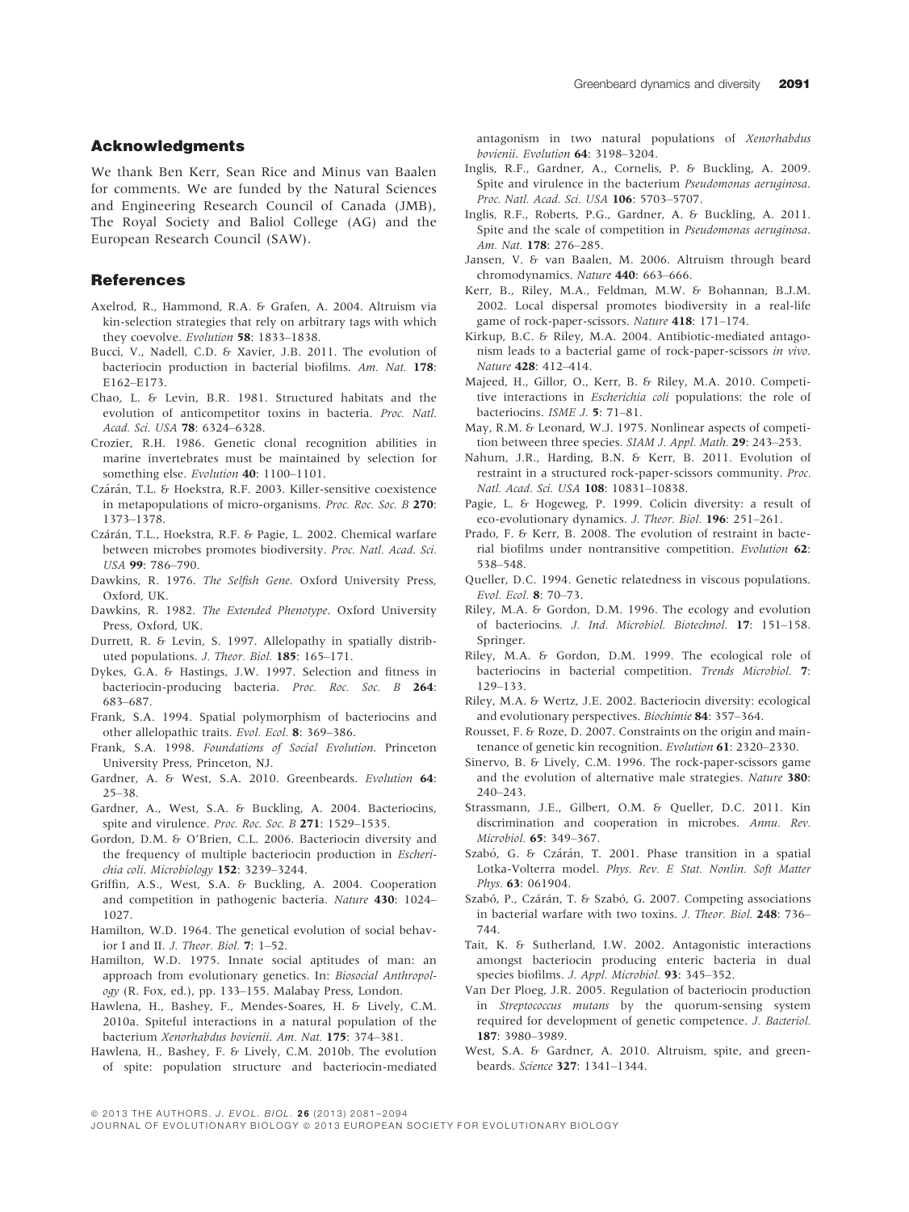## Acknowledgments

We thank Ben Kerr, Sean Rice and Minus van Baalen for comments. We are funded by the Natural Sciences and Engineering Research Council of Canada (JMB), The Royal Society and Baliol College (AG) and the European Research Council (SAW).

## References

Axelrod, R., Hammond, R.A. & Grafen, A. 2004. Altruism via kin-selection strategies that rely on arbitrary tags with which they coevolve. *Evolution* **58**: 1833–1838.

Bucci, V., Nadell, C.D. & Xavier, J.B. 2011. The evolution of bacteriocin production in bacterial biofilms. *Am. Nat.* **178**: E162–E173.

Chao, L. & Levin, B.R. 1981. Structured habitats and the evolution of anticompetitor toxins in bacteria. *Proc. Natl. Acad. Sci. USA* **78**: 6324–6328.

Crozier, R.H. 1986. Genetic clonal recognition abilities in marine invertebrates must be maintained by selection for something else. *Evolution* **40**: 1100–1101.

Czárán, T.L. & Hoekstra, R.F. 2003. Killer-sensitive coexistence in metapopulations of micro-organisms. *Proc. Roc. Soc. B* **270**: 1373–1378.

Czárán, T.L., Hoekstra, R.F. & Pagie, L. 2002. Chemical warfare between microbes promotes biodiversity. *Proc. Natl. Acad. Sci. USA* **99**: 786–790.

Dawkins, R. 1976. *The Selfish Gene*. Oxford University Press, Oxford, UK.

Dawkins, R. 1982. *The Extended Phenotype*. Oxford University Press, Oxford, UK.

Durrett, R. & Levin, S. 1997. Allelopathy in spatially distributed populations. *J. Theor. Biol.* **185**: 165–171.

Dykes, G.A. & Hastings, J.W. 1997. Selection and fitness in bacteriocin-producing bacteria. *Proc. Roc. Soc. B* **264**: 683–687.

Frank, S.A. 1994. Spatial polymorphism of bacteriocins and other allelopathic traits. *Evol. Ecol.* **8**: 369–386.

Frank, S.A. 1998. *Foundations of Social Evolution*. Princeton University Press, Princeton, NJ.

Gardner, A. & West, S.A. 2010. Greenbeards. *Evolution* **64**: 25–38.

Gardner, A., West, S.A. & Buckling, A. 2004. Bacteriocins, spite and virulence. *Proc. Roc. Soc. B* **271**: 1529–1535.

Gordon, D.M. & O'Brien, C.L. 2006. Bacteriocin diversity and the frequency of multiple bacteriocin production in *Escherichia coli*. *Microbiology* **152**: 3239–3244.

Griffin, A.S., West, S.A. & Buckling, A. 2004. Cooperation and competition in pathogenic bacteria. *Nature* **430**: 1024–1027.

Hamilton, W.D. 1964. The genetical evolution of social behavior I and II. *J. Theor. Biol.* **7**: 1–52.

Hamilton, W.D. 1975. Innate social aptitudes of man: an approach from evolutionary genetics. In: *Biosocial Anthropology* (R. Fox, ed.), pp. 133–155. Malabay Press, London.

Hawlena, H., Bashey, F., Mendes-Soares, H. & Lively, C.M. 2010a. Spiteful interactions in a natural population of the bacterium *Xenorhabdus bovienii*. *Am. Nat.* **175**: 374–381.

Hawlena, H., Bashey, F. & Lively, C.M. 2010b. The evolution of spite: population structure and bacteriocin-mediated antagonism in two natural populations of *Xenorhabdus bovienii*. *Evolution* **64**: 3198–3204.

Inglis, R.F., Gardner, A., Cornelis, P. & Buckling, A. 2009. Spite and virulence in the bacterium *Pseudomonas aeruginosa*. *Proc. Natl. Acad. Sci. USA* **106**: 5703–5707.

Inglis, R.F., Roberts, P.G., Gardner, A. & Buckling, A. 2011. Spite and the scale of competition in *Pseudomonas aeruginosa*. *Am. Nat.* **178**: 276–285.

Jansen, V. & van Baalen, M. 2006. Altruism through beard chromodynamics. *Nature* **440**: 663–666.

Kerr, B., Riley, M.A., Feldman, M.W. & Bohannan, B.J.M. 2002. Local dispersal promotes biodiversity in a real-life game of rock-paper-scissors. *Nature* **418**: 171–174.

Kirkup, B.C. & Riley, M.A. 2004. Antibiotic-mediated antagonism leads to a bacterial game of rock-paper-scissors *in vivo*. *Nature* **428**: 412–414.

Majeed, H., Gillor, O., Kerr, B. & Riley, M.A. 2010. Competitive interactions in *Escherichia coli* populations: the role of bacteriocins. *ISME J.* **5**: 71–81.

May, R.M. & Leonard, W.J. 1975. Nonlinear aspects of competition between three species. *SIAM J. Appl. Math.* **29**: 243–253.

Nahum, J.R., Harding, B.N. & Kerr, B. 2011. Evolution of restraint in a structured rock-paper-scissors community. *Proc. Natl. Acad. Sci. USA* **108**: 10831–10838.

Pagie, L. & Hogeweg, P. 1999. Colicin diversity: a result of eco-evolutionary dynamics. *J. Theor. Biol.* **196**: 251–261.

Prado, F. & Kerr, B. 2008. The evolution of restraint in bacterial biofilms under nontransitive competition. *Evolution* **62**: 538–548.

Queller, D.C. 1994. Genetic relatedness in viscous populations. *Evol. Ecol.* **8**: 70–73.

Riley, M.A. & Gordon, D.M. 1996. The ecology and evolution of bacteriocins. *J. Ind. Microbiol. Biotechnol.* **17**: 151–158. Springer.

Riley, M.A. & Gordon, D.M. 1999. The ecological role of bacteriocins in bacterial competition. *Trends Microbiol.* **7**: 129–133.

Riley, M.A. & Wertz, J.E. 2002. Bacteriocin diversity: ecological and evolutionary perspectives. *Biochimie* **84**: 357–364.

Rousset, F. & Roze, D. 2007. Constraints on the origin and maintenance of genetic kin recognition. *Evolution* **61**: 2320–2330.

Sinervo, B. & Lively, C.M. 1996. The rock-paper-scissors game and the evolution of alternative male strategies. *Nature* **380**: 240–243.

Strassmann, J.E., Gilbert, O.M. & Queller, D.C. 2011. Kin discrimination and cooperation in microbes. *Annu. Rev. Microbiol.* **65**: 349–367.

Szabó, G. & Czárán, T. 2001. Phase transition in a spatial Lotka-Volterra model. *Phys. Rev. E Stat. Nonlin. Soft Matter Phys.* **63**: 061904.

Szabó, P., Czárán, T. & Szabó, G. 2007. Competing associations in bacterial warfare with two toxins. *J. Theor. Biol.* **248**: 736–744.

Tait, K. & Sutherland, I.W. 2002. Antagonistic interactions amongst bacteriocin producing enteric bacteria in dual species biofilms. *J. Appl. Microbiol.* **93**: 345–352.

Van Der Ploeg, J.R. 2005. Regulation of bacteriocin production in *Streptococcus mutans* by the quorum-sensing system required for development of genetic competence. *J. Bacteriol.* **187**: 3980–3989.

West, S.A. & Gardner, A. 2010. Altruism, spite, and greenbeards. *Science* **327**: 1341–1344.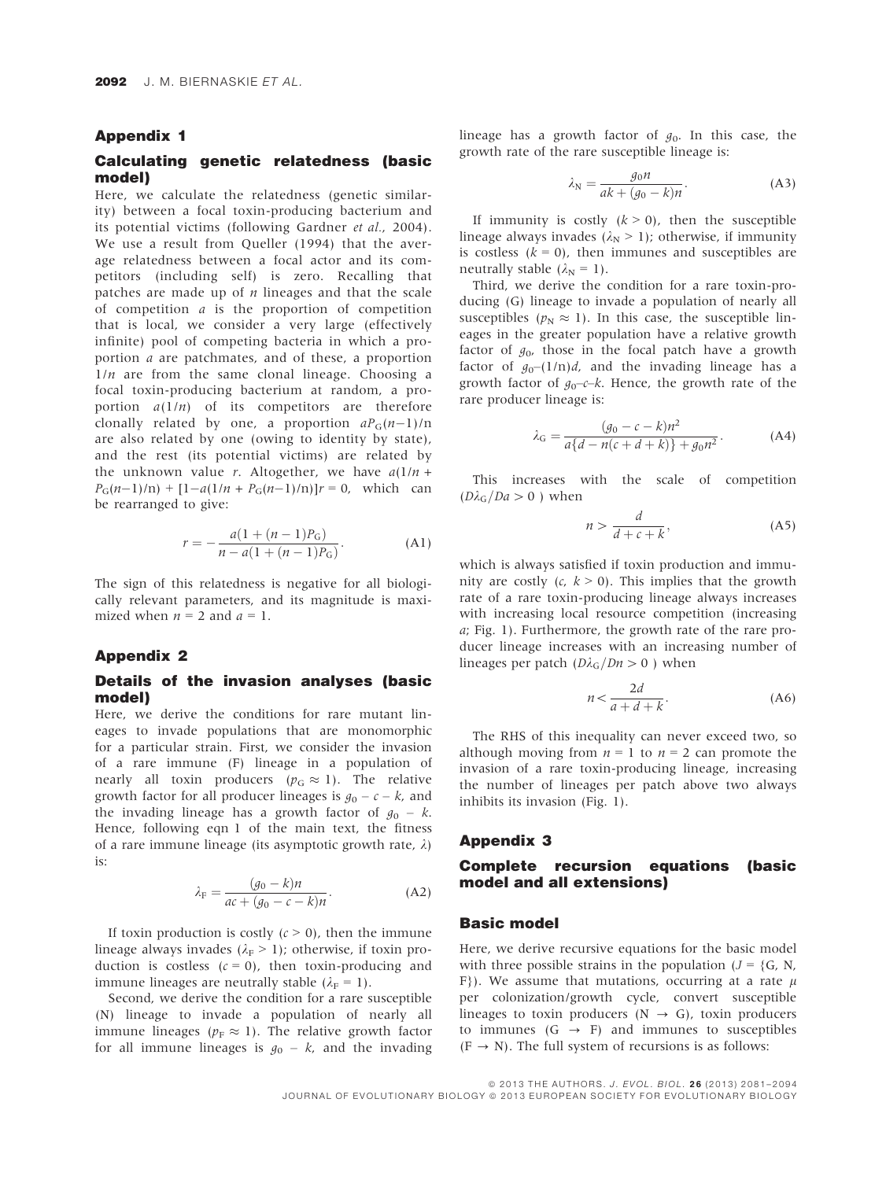## Appendix 1

### Calculating genetic relatedness (basic model)

Here, we calculate the relatedness (genetic similarity) between a focal toxin-producing bacterium and its potential victims (following Gardner *et al.*, 2004). We use a result from Queller (1994) that the average relatedness between a focal actor and its competitors (including self) is zero. Recalling that patches are made up of $n$ lineages and that the scale of competition $a$ is the proportion of competition that is local, we consider a very large (effectively infinite) pool of competing bacteria in which a proportion $a$ are patchmates, and of these, a proportion $1/n$ are from the same clonal lineage. Choosing a focal toxin-producing bacterium at random, a proportion $a(1/n)$ of its competitors are therefore clonally related by one, a proportion $aP_G(n-1)/n$ are also related by one (owing to identity by state), and the rest (its potential victims) are related by the unknown value $r$. Altogether, we have $a(1/n + P_G(n-1)/n) + [1-a(1/n + P_G(n-1)/n)]r = 0$, which can be rearranged to give:

$$r = -\frac{a(1+(n-1)P_G)}{n - a(1+(n-1)P_G)}. \tag{A1}$$

The sign of this relatedness is negative for all biologically relevant parameters, and its magnitude is maximized when $n = 2$ and $a = 1$.

## Appendix 2

### Details of the invasion analyses (basic model)

Here, we derive the conditions for rare mutant lineages to invade populations that are monomorphic for a particular strain. First, we consider the invasion of a rare immune (F) lineage in a population of nearly all toxin producers ($p_G \approx 1$). The relative growth factor for all producer lineages is $g_0 - c - k$, and the invading lineage has a growth factor of $g_0 - k$. Hence, following eqn 1 of the main text, the fitness of a rare immune lineage (its asymptotic growth rate, $\lambda$) is:

$$\lambda_F = \frac{(g_0 - k)n}{ac + (g_0 - c - k)n}. \tag{A2}$$

If toxin production is costly ($c > 0$), then the immune lineage always invades ($\lambda_F > 1$); otherwise, if toxin production is costless ($c = 0$), then toxin-producing and immune lineages are neutrally stable ($\lambda_F = 1$).

Second, we derive the condition for a rare susceptible (N) lineage to invade a population of nearly all immune lineages ($p_F \approx 1$). The relative growth factor for all immune lineages is $g_0 - k$, and the invading lineage has a growth factor of $g_0$. In this case, the growth rate of the rare susceptible lineage is:

$$\lambda_N = \frac{g_0 n}{ak + (g_0 - k)n}. \tag{A3}$$

If immunity is costly ($k > 0$), then the susceptible lineage always invades ($\lambda_N > 1$); otherwise, if immunity is costless ($k = 0$), then immunes and susceptibles are neutrally stable ($\lambda_N = 1$).

Third, we derive the condition for a rare toxin-producing (G) lineage to invade a population of nearly all susceptibles ($p_N \approx 1$). In this case, the susceptible lineages in the greater population have a relative growth factor of $g_0$, those in the focal patch have a growth factor of $g_0-(1/n)d$, and the invading lineage has a growth factor of $g_0-c-k$. Hence, the growth rate of the rare producer lineage is:

$$\lambda_G = \frac{(g_0 - c - k)n^2}{a\{d - n(c + d + k)\} + g_0 n^2}. \tag{A4}$$

This increases with the scale of competition ($D\lambda_G/Da > 0$) when

$$n > \frac{d}{d + c + k}, \tag{A5}$$

which is always satisfied if toxin production and immunity are costly ($c$, $k > 0$). This implies that the growth rate of a rare toxin-producing lineage always increases with increasing local resource competition (increasing $a$; Fig. 1). Furthermore, the growth rate of the rare producer lineage increases with an increasing number of lineages per patch ($D\lambda_G/Dn > 0$) when

$$n < \frac{2d}{a + d + k}. \tag{A6}$$

The RHS of this inequality can never exceed two, so although moving from $n = 1$ to $n = 2$ can promote the invasion of a rare toxin-producing lineage, increasing the number of lineages per patch above two always inhibits its invasion (Fig. 1).

## Appendix 3

### Complete recursion equations (basic model and all extensions)

### Basic model

Here, we derive recursive equations for the basic model with three possible strains in the population ($J = \{G, N, F\}$). We assume that mutations, occurring at a rate $\mu$ per colonization/growth cycle, convert susceptible lineages to toxin producers (N $\rightarrow$ G), toxin producers to immunes (G $\rightarrow$ F) and immunes to susceptibles (F $\rightarrow$ N). The full system of recursions is as follows: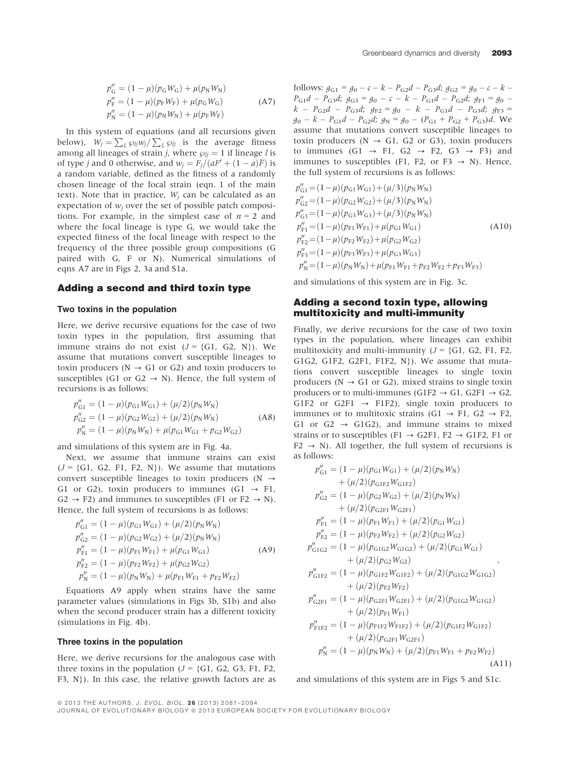$$
\begin{aligned}
p''_{\mathrm{G}} &= (1-\mu)(p_{\mathrm{G}}W_{\mathrm{G}}) + \mu(p_{\mathrm{N}}W_{\mathrm{N}}) \\
p''_{\mathrm{F}} &= (1-\mu)(p_{\mathrm{F}}W_{\mathrm{F}}) + \mu(p_{\mathrm{G}}W_{\mathrm{G}}) \\
p''_{\mathrm{N}} &= (1-\mu)(p_{\mathrm{N}}W_{\mathrm{N}}) + \mu(p_{\mathrm{F}}W_{\mathrm{F}})
\end{aligned}
\tag{A7}
$$

In this system of equations (and all recursions given below), $W_j = \sum_L \wp_{lj} w_j / \sum_L \wp_{lj}$ is the average fitness among all lineages of strain $j$, where $\wp_{lj} = 1$ if lineage $l$ is of type $j$ and 0 otherwise, and $w_j = F_j/(aF' + (1-a)\bar{F})$ is a random variable, defined as the fitness of a randomly chosen lineage of the focal strain (eqn. 1 of the main text). Note that in practice, $W_j$ can be calculated as an expectation of $w_j$ over the set of possible patch compositions. For example, in the simplest case of $n = 2$ and where the focal lineage is type G, we would take the expected fitness of the focal lineage with respect to the frequency of the three possible group compositions (G paired with G, F or N). Numerical simulations of eqns A7 are in Figs 2, 3a and S1a.

## Adding a second and third toxin type

### Two toxins in the population

Here, we derive recursive equations for the case of two toxin types in the population, first assuming that immune strains do not exist ($J$ = {G1, G2, N}). We assume that mutations convert susceptible lineages to toxin producers (N → G1 or G2) and toxin producers to susceptibles (G1 or G2 → N). Hence, the full system of recursions is as follows:

$$
\begin{aligned}
p''_{\mathrm{G1}} &= (1-\mu)(p_{\mathrm{G1}}W_{\mathrm{G1}}) + (\mu/2)(p_{\mathrm{N}}W_{\mathrm{N}}) \\
p''_{\mathrm{G2}} &= (1-\mu)(p_{\mathrm{G2}}W_{\mathrm{G2}}) + (\mu/2)(p_{\mathrm{N}}W_{\mathrm{N}}) \\
p''_{\mathrm{N}} &= (1-\mu)(p_{\mathrm{N}}W_{\mathrm{N}}) + \mu(p_{\mathrm{G1}}W_{\mathrm{G1}} + p_{\mathrm{G2}}W_{\mathrm{G2}})
\end{aligned}
\tag{A8}
$$

and simulations of this system are in Fig. 4a.

Next, we assume that immune strains can exist ($J$ = {G1, G2, F1, F2, N}). We assume that mutations convert susceptible lineages to toxin producers (N → G1 or G2), toxin producers to immunes (G1 → F1, G2 → F2) and immunes to susceptibles (F1 or F2 → N). Hence, the full system of recursions is as follows:

$$
\begin{aligned}
p''_{\mathrm{G1}} &= (1-\mu)(p_{\mathrm{G1}}W_{\mathrm{G1}}) + (\mu/2)(p_{\mathrm{N}}W_{\mathrm{N}}) \\
p''_{\mathrm{G2}} &= (1-\mu)(p_{\mathrm{G2}}W_{\mathrm{G2}}) + (\mu/2)(p_{\mathrm{N}}W_{\mathrm{N}}) \\
p''_{\mathrm{F1}} &= (1-\mu)(p_{\mathrm{F1}}W_{\mathrm{F1}}) + \mu(p_{\mathrm{G1}}W_{\mathrm{G1}}) \\
p''_{\mathrm{F2}} &= (1-\mu)(p_{\mathrm{F2}}W_{\mathrm{F2}}) + \mu(p_{\mathrm{G2}}W_{\mathrm{G2}}) \\
p''_{\mathrm{N}} &= (1-\mu)(p_{\mathrm{N}}W_{\mathrm{N}}) + \mu(p_{\mathrm{F1}}W_{\mathrm{F1}} + p_{\mathrm{F2}}W_{\mathrm{F2}})
\end{aligned}
\tag{A9}
$$

Equations A9 apply when strains have the same parameter values (simulations in Figs 3b, S1b) and also when the second producer strain has a different toxicity (simulations in Fig. 4b).

### Three toxins in the population

Here, we derive recursions for the analogous case with three toxins in the population ($J$ = {G1, G2, G3, F1, F2, F3, N}). In this case, the relative growth factors are as follows: $g_{\mathrm{G1}} = g_0 - c - k - P_{\mathrm{G2}}d - P_{\mathrm{G3}}d$; $g_{\mathrm{G2}} = g_0 - c - k - P_{\mathrm{G1}}d - P_{\mathrm{G3}}d$; $g_{\mathrm{G3}} = g_0 - c - k - P_{\mathrm{G1}}d - P_{\mathrm{G2}}d$; $g_{\mathrm{F1}} = g_0 - k - P_{\mathrm{G2}}d - P_{\mathrm{G3}}d$; $g_{\mathrm{F2}} = g_0 - k - P_{\mathrm{G1}}d - P_{\mathrm{G3}}d$; $g_{\mathrm{F3}} = g_0 - k - P_{\mathrm{G1}}d - P_{\mathrm{G2}}d$; $g_{\mathrm{N}} = g_0 - (P_{\mathrm{G1}} + P_{\mathrm{G2}} + P_{\mathrm{G3}})d$. We assume that mutations convert susceptible lineages to toxin producers (N → G1, G2 or G3), toxin producers to immunes (G1 → F1, G2 → F2, G3 → F3) and immunes to susceptibles (F1, F2, or F3 → N). Hence, the full system of recursions is as follows:

$$
\begin{aligned}
p''_{\mathrm{G1}} &= (1-\mu)(p_{\mathrm{G1}}W_{\mathrm{G1}}) + (\mu/3)(p_{\mathrm{N}}W_{\mathrm{N}}) \\
p''_{\mathrm{G2}} &= (1-\mu)(p_{\mathrm{G2}}W_{\mathrm{G2}}) + (\mu/3)(p_{\mathrm{N}}W_{\mathrm{N}}) \\
p''_{\mathrm{G3}} &= (1-\mu)(p_{\mathrm{G3}}W_{\mathrm{G3}}) + (\mu/3)(p_{\mathrm{N}}W_{\mathrm{N}}) \\
p''_{\mathrm{F1}} &= (1-\mu)(p_{\mathrm{F1}}W_{\mathrm{F1}}) + \mu(p_{\mathrm{G1}}W_{\mathrm{G1}}) \\
p''_{\mathrm{F2}} &= (1-\mu)(p_{\mathrm{F2}}W_{\mathrm{F2}}) + \mu(p_{\mathrm{G2}}W_{\mathrm{G2}}) \\
p''_{\mathrm{F3}} &= (1-\mu)(p_{\mathrm{F3}}W_{\mathrm{F3}}) + \mu(p_{\mathrm{G3}}W_{\mathrm{G3}}) \\
p''_{\mathrm{N}} &= (1-\mu)(p_{\mathrm{N}}W_{\mathrm{N}}) + \mu(p_{\mathrm{F1}}W_{\mathrm{F1}} + p_{\mathrm{F2}}W_{\mathrm{F2}} + p_{\mathrm{F3}}W_{\mathrm{F3}})
\end{aligned}
\tag{A10}
$$

and simulations of this system are in Fig. 3c.

## Adding a second toxin type, allowing multitoxicity and multi-immunity

Finally, we derive recursions for the case of two toxin types in the population, where lineages can exhibit multitoxicity and multi-immunity ($J$ = {G1, G2, F1, F2, G1G2, G1F2, G2F1, F1F2, N}). We assume that mutations convert susceptible lineages to single toxin producers (N → G1 or G2), mixed strains to single toxin producers or to multi-immunes (G1F2 → G1, G2F1 → G2, G1F2 or G2F1 → F1F2), single toxin producers to immunes or to multitoxic strains (G1 → F1, G2 → F2, G1 or G2 → G1G2), and immune strains to mixed strains or to susceptibles (F1 → G2F1, F2 → G1F2, F1 or F2 → N). All together, the full system of recursions is as follows:

$$
\begin{aligned}
p''_{\mathrm{G1}} &= (1-\mu)(p_{\mathrm{G1}}W_{\mathrm{G1}}) + (\mu/2)(p_{\mathrm{N}}W_{\mathrm{N}}) \\
&\quad + (\mu/2)(p_{\mathrm{G1F2}}W_{\mathrm{G1F2}}) \\
p''_{\mathrm{G2}} &= (1-\mu)(p_{\mathrm{G2}}W_{\mathrm{G2}}) + (\mu/2)(p_{\mathrm{N}}W_{\mathrm{N}}) \\
&\quad + (\mu/2)(p_{\mathrm{G2F1}}W_{\mathrm{G2F1}}) \\
p''_{\mathrm{F1}} &= (1-\mu)(p_{\mathrm{F1}}W_{\mathrm{F1}}) + (\mu/2)(p_{\mathrm{G1}}W_{\mathrm{G1}}) \\
p''_{\mathrm{F2}} &= (1-\mu)(p_{\mathrm{F2}}W_{\mathrm{F2}}) + (\mu/2)(p_{\mathrm{G2}}W_{\mathrm{G2}}) \\
p''_{\mathrm{G1G2}} &= (1-\mu)(p_{\mathrm{G1G2}}W_{\mathrm{G1G2}}) + (\mu/2)(p_{\mathrm{G1}}W_{\mathrm{G1}}) \\
&\quad + (\mu/2)(p_{\mathrm{G2}}W_{\mathrm{G2}}) \\
p''_{\mathrm{G1F2}} &= (1-\mu)(p_{\mathrm{G1F2}}W_{\mathrm{G1F2}}) + (\mu/2)(p_{\mathrm{G1G2}}W_{\mathrm{G1G2}}) \\
&\quad + (\mu/2)(p_{\mathrm{F2}}W_{\mathrm{F2}}) \\
p''_{\mathrm{G2F1}} &= (1-\mu)(p_{\mathrm{G2F1}}W_{\mathrm{G2F1}}) + (\mu/2)(p_{\mathrm{G1G2}}W_{\mathrm{G1G2}}) \\
&\quad + (\mu/2)(p_{\mathrm{F1}}W_{\mathrm{F1}}) \\
p''_{\mathrm{F1F2}} &= (1-\mu)(p_{\mathrm{F1F2}}W_{\mathrm{F1F2}}) + (\mu/2)(p_{\mathrm{G1F2}}W_{\mathrm{G1F2}}) \\
&\quad + (\mu/2)(p_{\mathrm{G2F1}}W_{\mathrm{G2F1}}) \\
p''_{\mathrm{N}} &= (1-\mu)(p_{\mathrm{N}}W_{\mathrm{N}}) + (\mu/2)(p_{\mathrm{F1}}W_{\mathrm{F1}} + p_{\mathrm{F2}}W_{\mathrm{F2}})
\end{aligned}
\tag{A11}
$$

and simulations of this system are in Figs 5 and S1c.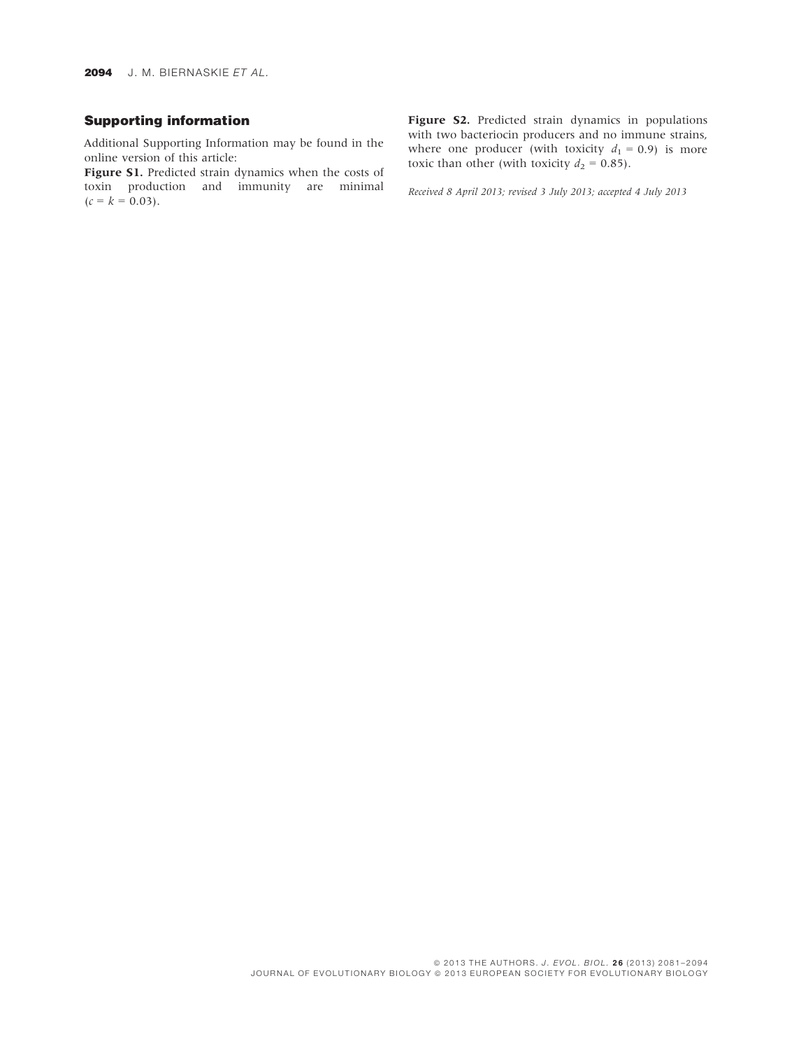## Supporting information

Additional Supporting Information may be found in the online version of this article:

**Figure S1.** Predicted strain dynamics when the costs of toxin production and immunity are minimal ($c = k = 0.03$).

**Figure S2.** Predicted strain dynamics in populations with two bacteriocin producers and no immune strains, where one producer (with toxicity $d_1 = 0.9$) is more toxic than other (with toxicity $d_2 = 0.85$).

*Received 8 April 2013; revised 3 July 2013; accepted 4 July 2013*